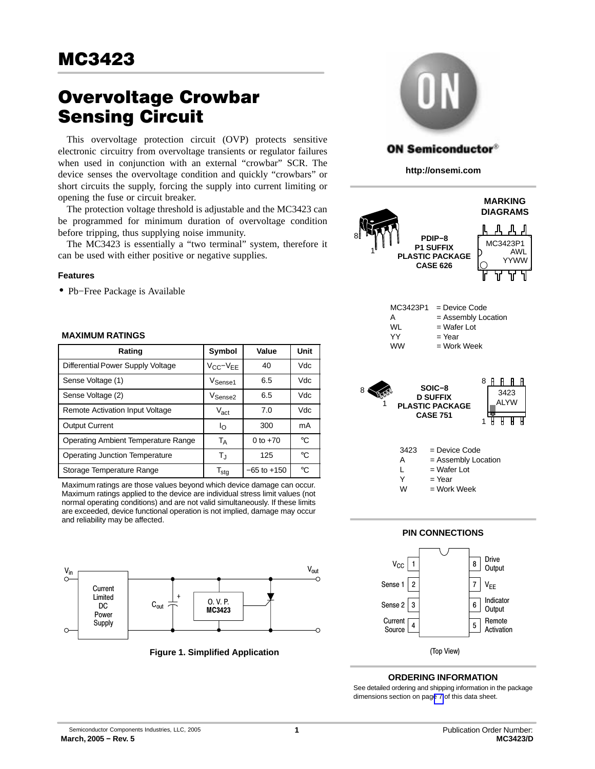# MC3423

# Overvoltage Crowbar Sensing Circuit

This overvoltage protection circuit (OVP) protects sensitive electronic circuitry from overvoltage transients or regulator failures when used in conjunction with an external "crowbar" SCR. The device senses the overvoltage condition and quickly "crowbars" or short circuits the supply, forcing the supply into current limiting or opening the fuse or circuit breaker.

The protection voltage threshold is adjustable and the MC3423 can be programmed for minimum duration of overvoltage condition before tripping, thus supplying noise immunity.

The MC3423 is essentially a "two terminal" system, therefore it can be used with either positive or negative supplies.

### Features

- Pb−Free Package is Available

ON Semiconductor®

http://onsemi.com

### MARKING DIAGRAMS

PDIP−8
P1 SUFFIX
PLASTIC PACKAGE
CASE 626

MC3423P1
AWL
YYWW

MC3423P1 = Device Code
A = Assembly Location
WL = Wafer Lot
YY = Year
WW = Work Week

SOIC−8
D SUFFIX
PLASTIC PACKAGE
CASE 751

3423
ALYW

3423 = Device Code
A = Assembly Location
L = Wafer Lot
Y = Year
W = Work Week

### MAXIMUM RATINGS

| Rating | Symbol | Value | Unit |
| --- | --- | --- | --- |
| Differential Power Supply Voltage | $V_{CC}-V_{EE}$ | 40 | Vdc |
| Sense Voltage (1) | $V_{Sense1}$ | 6.5 | Vdc |
| Sense Voltage (2) | $V_{Sense2}$ | 6.5 | Vdc |
| Remote Activation Input Voltage | $V_{act}$ | 7.0 | Vdc |
| Output Current | $I_O$ | 300 | mA |
| Operating Ambient Temperature Range | $T_A$ | 0 to +70 | °C |
| Operating Junction Temperature | $T_J$ | 125 | °C |
| Storage Temperature Range | $T_{stg}$ | −65 to +150 | °C |

Maximum ratings are those values beyond which device damage can occur. Maximum ratings applied to the device are individual stress limit values (not normal operating conditions) and are not valid simultaneously. If these limits are exceeded, device functional operation is not implied, damage may occur and reliability may be affected.

### PIN CONNECTIONS

| Pin | Function | Pin | Function |
| --- | --- | --- | --- |
| 1 | $V_{CC}$ | 8 | Drive Output |
| 2 | Sense 1 | 7 | $V_{EE}$ |
| 3 | Sense 2 | 6 | Indicator Output |
| 4 | Current Source | 5 | Remote Activation |

(Top View)

$V_{in}$ — Current Limited DC Power Supply — $C_{out}$ — O. V. P. MC3423 — $V_{out}$

Figure 1. Simplified Application

### ORDERING INFORMATION

See detailed ordering and shipping information in the package dimensions section on page 7 of this data sheet.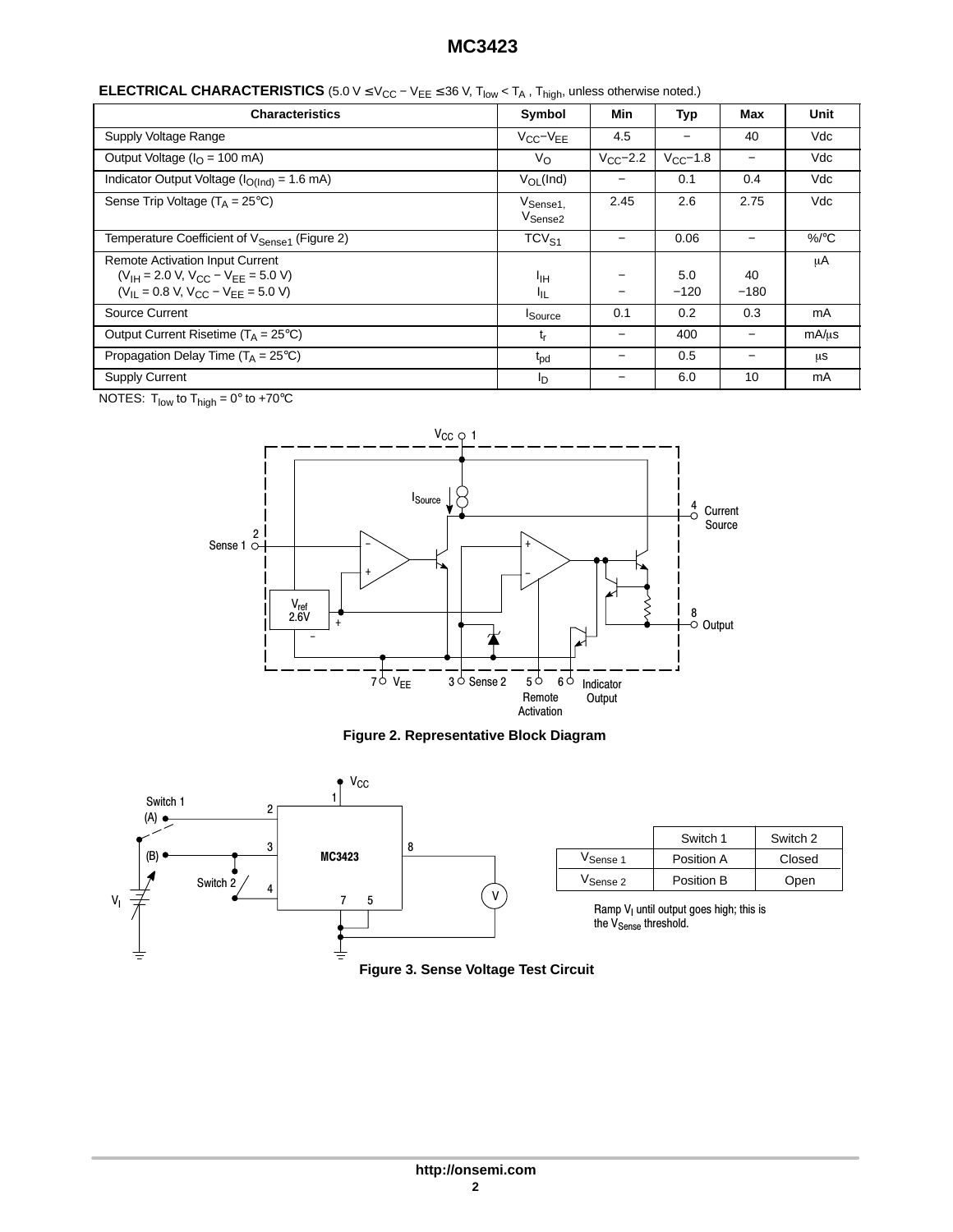**ELECTRICAL CHARACTERISTICS** (5.0 V ≤ $V_{CC} - V_{EE}$ ≤ 36 V, $T_{low} < T_A$, $T_{high}$, unless otherwise noted.)

| Characteristics | Symbol | Min | Typ | Max | Unit |
|---|---|---|---|---|---|
| Supply Voltage Range | $V_{CC}-V_{EE}$ | 4.5 | − | 40 | Vdc |
| Output Voltage ($I_O$ = 100 mA) | $V_O$ | $V_{CC}-2.2$ | $V_{CC}-1.8$ | − | Vdc |
| Indicator Output Voltage ($I_{O(Ind)}$ = 1.6 mA) | $V_{OL}(Ind)$ | − | 0.1 | 0.4 | Vdc |
| Sense Trip Voltage ($T_A$ = 25°C) | $V_{Sense1}$, $V_{Sense2}$ | 2.45 | 2.6 | 2.75 | Vdc |
| Temperature Coefficient of $V_{Sense1}$ (Figure 2) | $TCV_{S1}$ | − | 0.06 | − | %/°C |
| Remote Activation Input Current ($V_{IH}$ = 2.0 V, $V_{CC} - V_{EE}$ = 5.0 V) | $I_{IH}$ | − | 5.0 | 40 | μA |
| ($V_{IL}$ = 0.8 V, $V_{CC} - V_{EE}$ = 5.0 V) | $I_{IL}$ | − | −120 | −180 | |
| Source Current | $I_{Source}$ | 0.1 | 0.2 | 0.3 | mA |
| Output Current Risetime ($T_A$ = 25°C) | $t_r$ | − | 400 | − | mA/μs |
| Propagation Delay Time ($T_A$ = 25°C) | $t_{pd}$ | − | 0.5 | − | μs |
| Supply Current | $I_D$ | − | 6.0 | 10 | mA |

NOTES: $T_{low}$ to $T_{high}$ = 0° to +70°C

Figure 2. Representative Block Diagram

| | Switch 1 | Switch 2 |
|---|---|---|
| $V_{Sense\ 1}$ | Position A | Closed |
| $V_{Sense\ 2}$ | Position B | Open |

Ramp $V_I$ until output goes high; this is the $V_{Sense}$ threshold.

Figure 3. Sense Voltage Test Circuit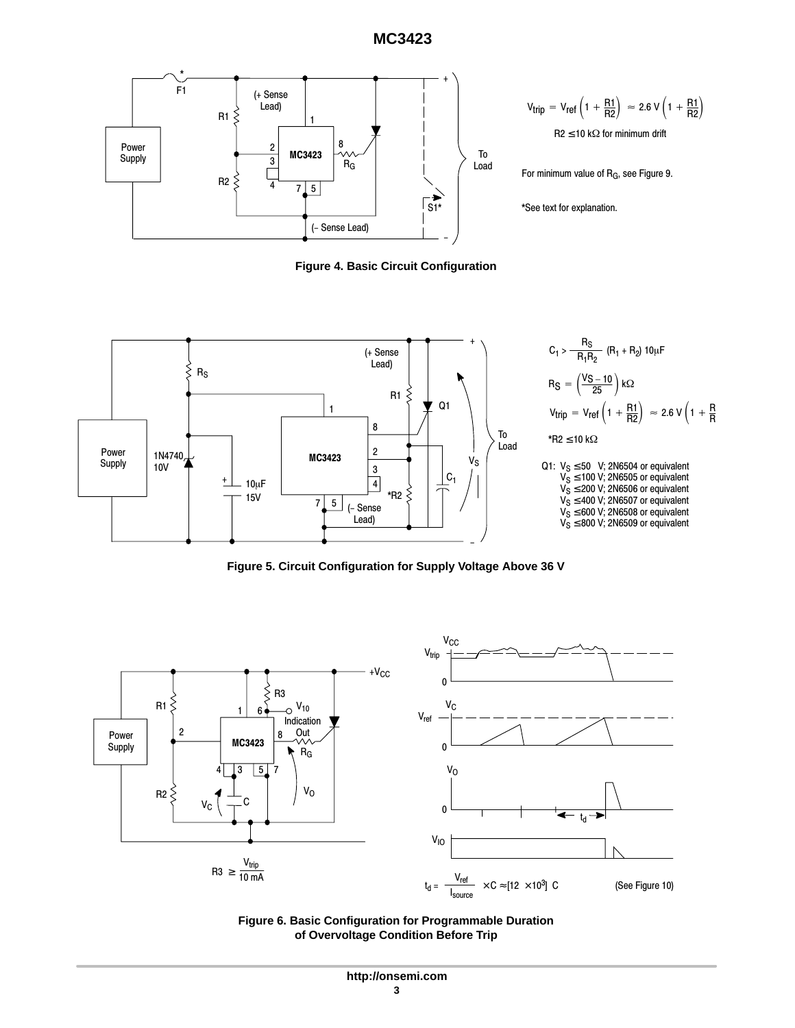$$V_{trip} = V_{ref}\left(1 + \frac{R1}{R2}\right) \approx 2.6\ V\left(1 + \frac{R1}{R2}\right)$$

R2 ≤ 10 kΩ for minimum drift

For minimum value of $R_G$, see Figure 9.

*See text for explanation.

**Figure 4. Basic Circuit Configuration**

$$C_1 > \frac{R_S}{R_1 R_2}\ (R_1 + R_2)\ 10\mu F$$

$$R_S = \left(\frac{V_S - 10}{25}\right) k\Omega$$

$$V_{trip} = V_{ref}\left(1 + \frac{R1}{R2}\right) \approx 2.6\ V\left(1 + \frac{R}{R}\right)$$

*R2 ≤ 10 kΩ

Q1: $V_S$ ≤ 50 V; 2N6504 or equivalent
$V_S$ ≤ 100 V; 2N6505 or equivalent
$V_S$ ≤ 200 V; 2N6506 or equivalent
$V_S$ ≤ 400 V; 2N6507 or equivalent
$V_S$ ≤ 600 V; 2N6508 or equivalent
$V_S$ ≤ 800 V; 2N6509 or equivalent

**Figure 5. Circuit Configuration for Supply Voltage Above 36 V**

$$R3 \geq \frac{V_{trip}}{10\ mA}$$

$$t_d = \frac{V_{ref}}{I_{source}} \times C \approx [12 \times 10^3]\ C$$

(See Figure 10)

**Figure 6. Basic Configuration for Programmable Duration of Overvoltage Condition Before Trip**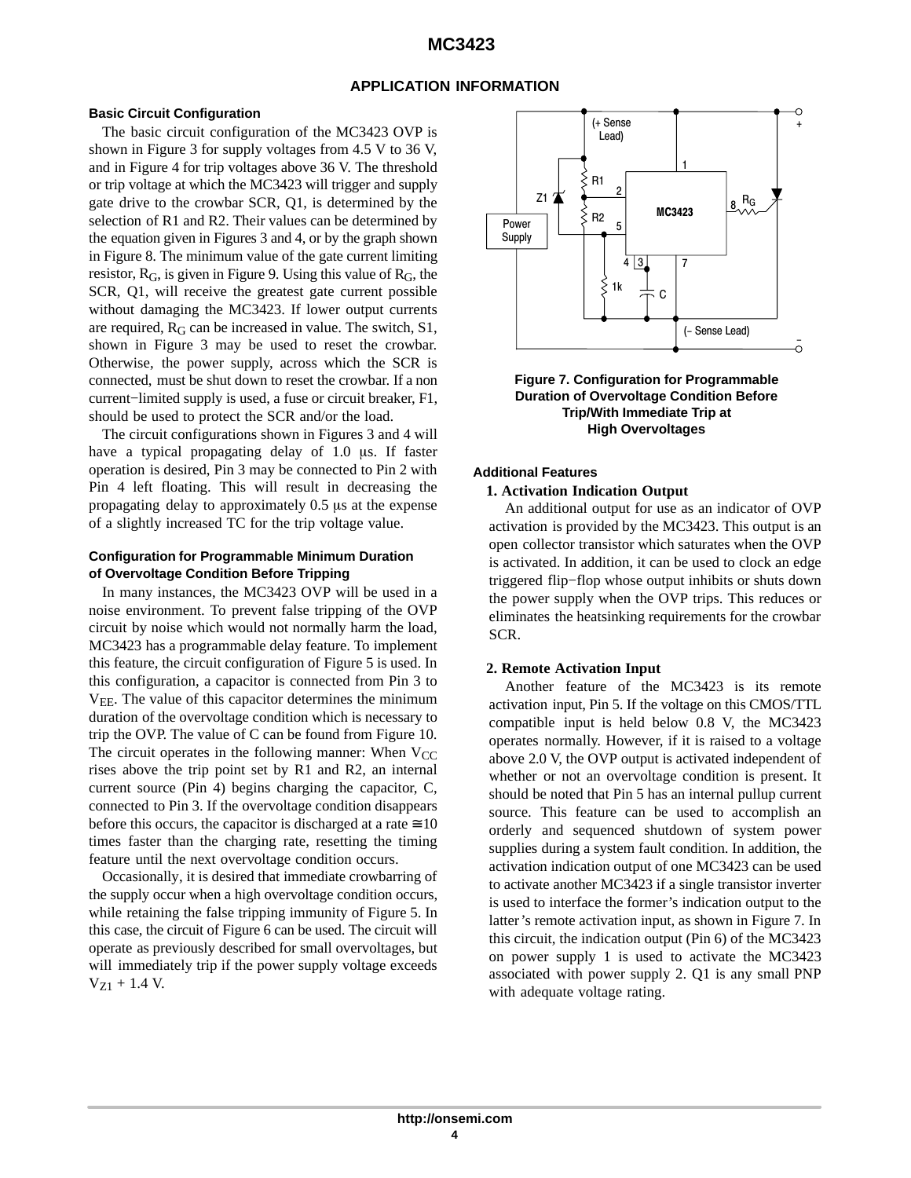## APPLICATION INFORMATION

### Basic Circuit Configuration

The basic circuit configuration of the MC3423 OVP is shown in Figure 3 for supply voltages from 4.5 V to 36 V, and in Figure 4 for trip voltages above 36 V. The threshold or trip voltage at which the MC3423 will trigger and supply gate drive to the crowbar SCR, Q1, is determined by the selection of R1 and R2. Their values can be determined by the equation given in Figures 3 and 4, or by the graph shown in Figure 8. The minimum value of the gate current limiting resistor, $R_G$, is given in Figure 9. Using this value of $R_G$, the SCR, Q1, will receive the greatest gate current possible without damaging the MC3423. If lower output currents are required, $R_G$ can be increased in value. The switch, S1, shown in Figure 3 may be used to reset the crowbar. Otherwise, the power supply, across which the SCR is connected, must be shut down to reset the crowbar. If a non current−limited supply is used, a fuse or circuit breaker, F1, should be used to protect the SCR and/or the load.

The circuit configurations shown in Figures 3 and 4 will have a typical propagating delay of 1.0 μs. If faster operation is desired, Pin 3 may be connected to Pin 2 with Pin 4 left floating. This will result in decreasing the propagating delay to approximately 0.5 μs at the expense of a slightly increased TC for the trip voltage value.

### Configuration for Programmable Minimum Duration of Overvoltage Condition Before Tripping

In many instances, the MC3423 OVP will be used in a noise environment. To prevent false tripping of the OVP circuit by noise which would not normally harm the load, MC3423 has a programmable delay feature. To implement this feature, the circuit configuration of Figure 5 is used. In this configuration, a capacitor is connected from Pin 3 to $V_{EE}$. The value of this capacitor determines the minimum duration of the overvoltage condition which is necessary to trip the OVP. The value of C can be found from Figure 10. The circuit operates in the following manner: When $V_{CC}$ rises above the trip point set by R1 and R2, an internal current source (Pin 4) begins charging the capacitor, C, connected to Pin 3. If the overvoltage condition disappears before this occurs, the capacitor is discharged at a rate ≅10 times faster than the charging rate, resetting the timing feature until the next overvoltage condition occurs.

Occasionally, it is desired that immediate crowbarring of the supply occur when a high overvoltage condition occurs, while retaining the false tripping immunity of Figure 5. In this case, the circuit of Figure 6 can be used. The circuit will operate as previously described for small overvoltages, but will immediately trip if the power supply voltage exceeds $V_{Z1}$ + 1.4 V.

**Figure 7. Configuration for Programmable Duration of Overvoltage Condition Before Trip/With Immediate Trip at High Overvoltages**

### Additional Features

**1. Activation Indication Output**

An additional output for use as an indicator of OVP activation is provided by the MC3423. This output is an open collector transistor which saturates when the OVP is activated. In addition, it can be used to clock an edge triggered flip−flop whose output inhibits or shuts down the power supply when the OVP trips. This reduces or eliminates the heatsinking requirements for the crowbar SCR.

**2. Remote Activation Input**

Another feature of the MC3423 is its remote activation input, Pin 5. If the voltage on this CMOS/TTL compatible input is held below 0.8 V, the MC3423 operates normally. However, if it is raised to a voltage above 2.0 V, the OVP output is activated independent of whether or not an overvoltage condition is present. It should be noted that Pin 5 has an internal pullup current source. This feature can be used to accomplish an orderly and sequenced shutdown of system power supplies during a system fault condition. In addition, the activation indication output of one MC3423 can be used to activate another MC3423 if a single transistor inverter is used to interface the former's indication output to the latter's remote activation input, as shown in Figure 7. In this circuit, the indication output (Pin 6) of the MC3423 on power supply 1 is used to activate the MC3423 associated with power supply 2. Q1 is any small PNP with adequate voltage rating.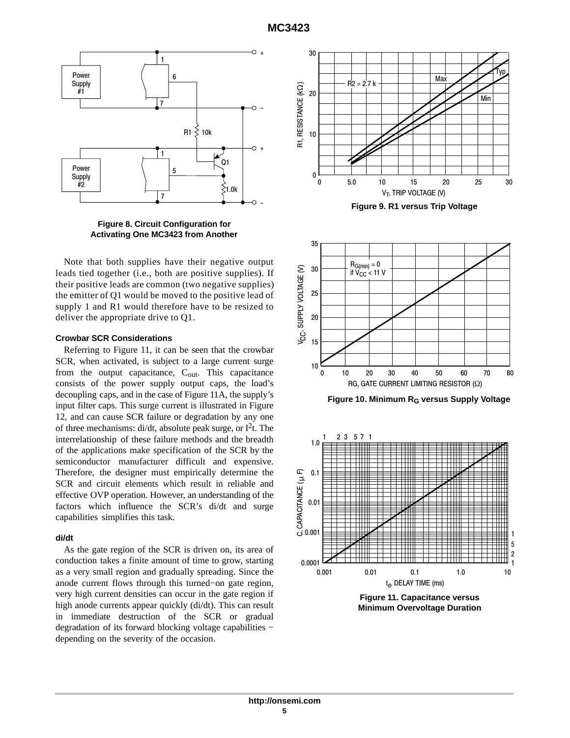Figure 8. Circuit Configuration for Activating One MC3423 from Another

Figure 9. R1 versus Trip Voltage

Figure 10. Minimum $R_G$ versus Supply Voltage

Figure 11. Capacitance versus Minimum Overvoltage Duration

Note that both supplies have their negative output leads tied together (i.e., both are positive supplies). If their positive leads are common (two negative supplies) the emitter of Q1 would be moved to the positive lead of supply 1 and R1 would therefore have to be resized to deliver the appropriate drive to Q1.

#### Crowbar SCR Considerations

Referring to Figure 11, it can be seen that the crowbar SCR, when activated, is subject to a large current surge from the output capacitance, $C_{out}$. This capacitance consists of the power supply output caps, the load's decoupling caps, and in the case of Figure 11A, the supply's input filter caps. This surge current is illustrated in Figure 12, and can cause SCR failure or degradation by any one of three mechanisms: di/dt, absolute peak surge, or $I^2t$. The interrelationship of these failure methods and the breadth of the applications make specification of the SCR by the semiconductor manufacturer difficult and expensive. Therefore, the designer must empirically determine the SCR and circuit elements which result in reliable and effective OVP operation. However, an understanding of the factors which influence the SCR's di/dt and surge capabilities simplifies this task.

#### di/dt

As the gate region of the SCR is driven on, its area of conduction takes a finite amount of time to grow, starting as a very small region and gradually spreading. Since the anode current flows through this turned−on gate region, very high current densities can occur in the gate region if high anode currents appear quickly (di/dt). This can result in immediate destruction of the SCR or gradual degradation of its forward blocking voltage capabilities − depending on the severity of the occasion.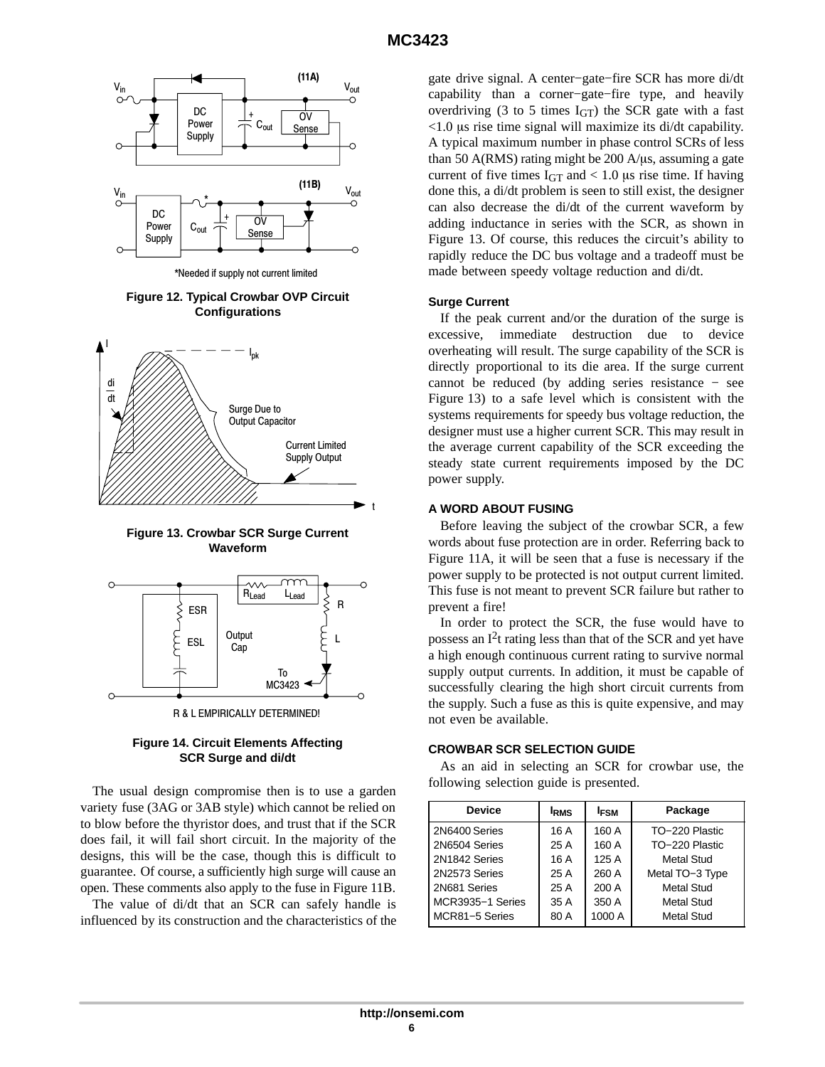*Needed if supply not current limited

**Figure 12. Typical Crowbar OVP Circuit Configurations**

**Figure 13. Crowbar SCR Surge Current Waveform**

R & L EMPIRICALLY DETERMINED!

**Figure 14. Circuit Elements Affecting SCR Surge and di/dt**

The usual design compromise then is to use a garden variety fuse (3AG or 3AB style) which cannot be relied on to blow before the thyristor does, and trust that if the SCR does fail, it will fail short circuit. In the majority of the designs, this will be the case, though this is difficult to guarantee. Of course, a sufficiently high surge will cause an open. These comments also apply to the fuse in Figure 11B.

The value of di/dt that an SCR can safely handle is influenced by its construction and the characteristics of the gate drive signal. A center−gate−fire SCR has more di/dt capability than a corner−gate−fire type, and heavily overdriving (3 to 5 times $I_{GT}$) the SCR gate with a fast <1.0 μs rise time signal will maximize its di/dt capability. A typical maximum number in phase control SCRs of less than 50 A(RMS) rating might be 200 A/μs, assuming a gate current of five times $I_{GT}$ and < 1.0 μs rise time. If having done this, a di/dt problem is seen to still exist, the designer can also decrease the di/dt of the current waveform by adding inductance in series with the SCR, as shown in Figure 13. Of course, this reduces the circuit's ability to rapidly reduce the DC bus voltage and a tradeoff must be made between speedy voltage reduction and di/dt.

### Surge Current

If the peak current and/or the duration of the surge is excessive, immediate destruction due to device overheating will result. The surge capability of the SCR is directly proportional to its die area. If the surge current cannot be reduced (by adding series resistance − see Figure 13) to a safe level which is consistent with the systems requirements for speedy bus voltage reduction, the designer must use a higher current SCR. This may result in the average current capability of the SCR exceeding the steady state current requirements imposed by the DC power supply.

## A WORD ABOUT FUSING

Before leaving the subject of the crowbar SCR, a few words about fuse protection are in order. Referring back to Figure 11A, it will be seen that a fuse is necessary if the power supply to be protected is not output current limited. This fuse is not meant to prevent SCR failure but rather to prevent a fire!

In order to protect the SCR, the fuse would have to possess an $I^2t$ rating less than that of the SCR and yet have a high enough continuous current rating to survive normal supply output currents. In addition, it must be capable of successfully clearing the high short circuit currents from the supply. Such a fuse as this is quite expensive, and may not even be available.

## CROWBAR SCR SELECTION GUIDE

As an aid in selecting an SCR for crowbar use, the following selection guide is presented.

| Device | $I_{RMS}$ | $I_{FSM}$ | Package |
|---|---|---|---|
| 2N6400 Series | 16 A | 160 A | TO−220 Plastic |
| 2N6504 Series | 25 A | 160 A | TO−220 Plastic |
| 2N1842 Series | 16 A | 125 A | Metal Stud |
| 2N2573 Series | 25 A | 260 A | Metal TO−3 Type |
| 2N681 Series | 25 A | 200 A | Metal Stud |
| MCR3935−1 Series | 35 A | 350 A | Metal Stud |
| MCR81−5 Series | 80 A | 1000 A | Metal Stud |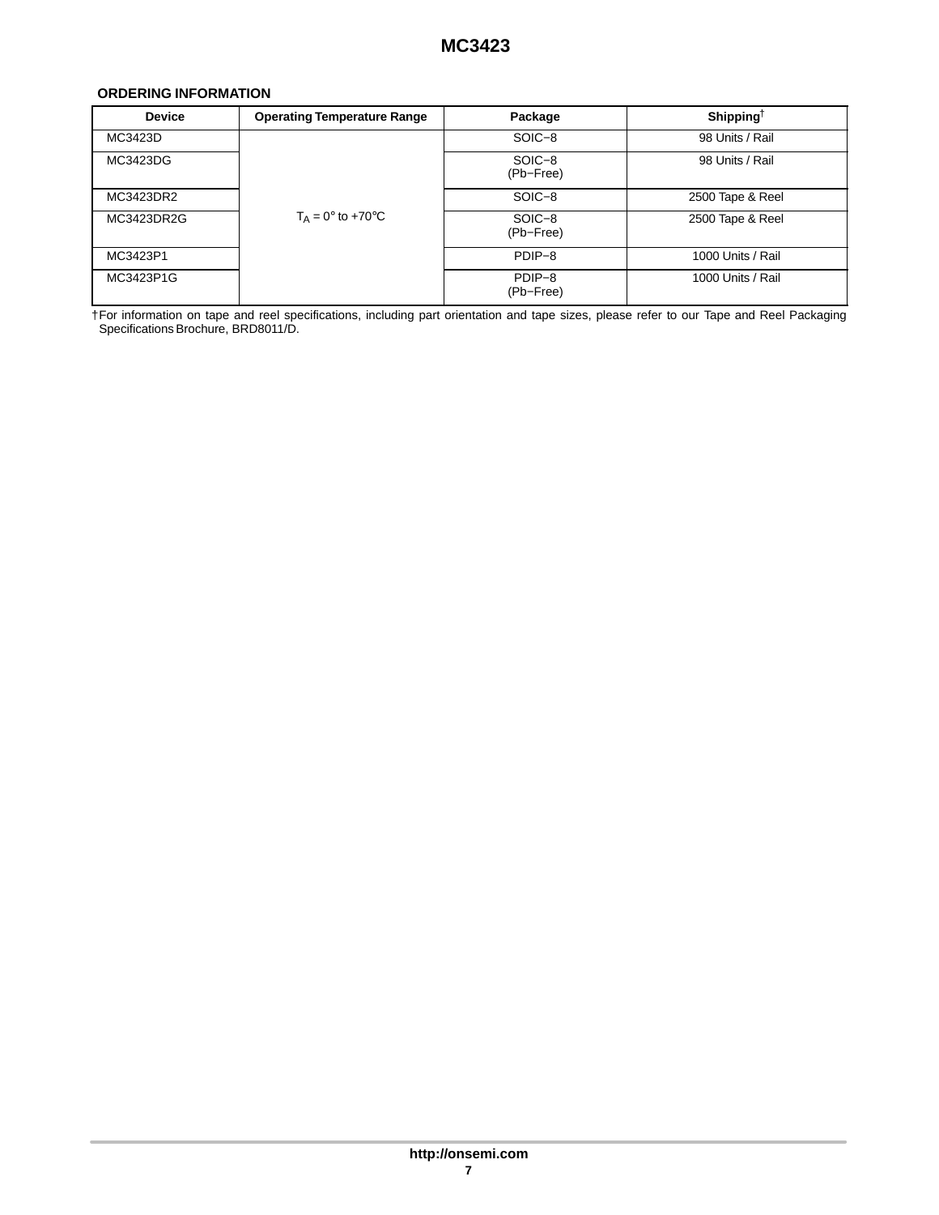## ORDERING INFORMATION

| Device | Operating Temperature Range | Package | Shipping† |
|---|---|---|---|
| MC3423D | $T_A$ = 0° to +70°C | SOIC−8 | 98 Units / Rail |
| MC3423DG | | SOIC−8 (Pb−Free) | 98 Units / Rail |
| MC3423DR2 | | SOIC−8 | 2500 Tape & Reel |
| MC3423DR2G | | SOIC−8 (Pb−Free) | 2500 Tape & Reel |
| MC3423P1 | | PDIP−8 | 1000 Units / Rail |
| MC3423P1G | | PDIP−8 (Pb−Free) | 1000 Units / Rail |

†For information on tape and reel specifications, including part orientation and tape sizes, please refer to our Tape and Reel Packaging Specifications Brochure, BRD8011/D.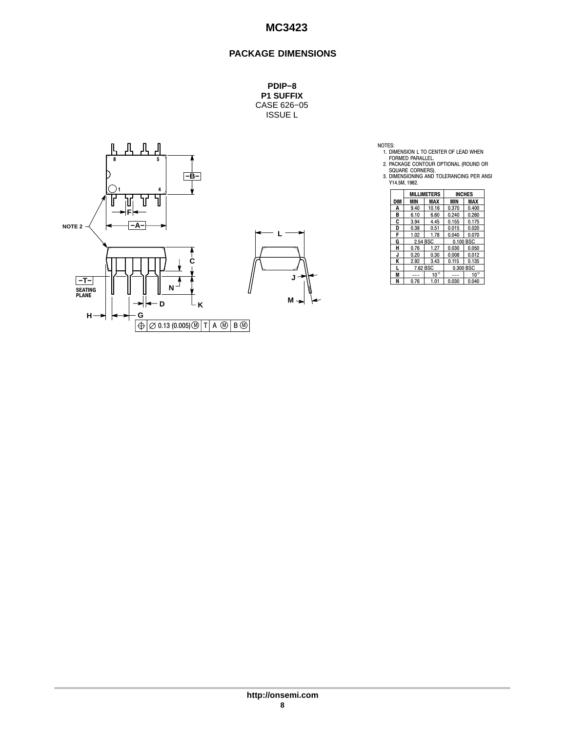## PACKAGE DIMENSIONS

**PDIP−8**
**P1 SUFFIX**
CASE 626−05
ISSUE L

NOTES:
1. DIMENSION L TO CENTER OF LEAD WHEN FORMED PARALLEL.
2. PACKAGE CONTOUR OPTIONAL (ROUND OR SQUARE CORNERS).
3. DIMENSIONING AND TOLERANCING PER ANSI Y14.5M, 1982.

| DIM | MILLIMETERS | | INCHES | |
|---|---|---|---|---|
| | MIN | MAX | MIN | MAX |
| A | 9.40 | 10.16 | 0.370 | 0.400 |
| B | 6.10 | 6.60 | 0.240 | 0.260 |
| C | 3.94 | 4.45 | 0.155 | 0.175 |
| D | 0.38 | 0.51 | 0.015 | 0.020 |
| F | 1.02 | 1.78 | 0.040 | 0.070 |
| G | 2.54 BSC | | 0.100 BSC | |
| H | 0.76 | 1.27 | 0.030 | 0.050 |
| J | 0.20 | 0.30 | 0.008 | 0.012 |
| K | 2.92 | 3.43 | 0.115 | 0.135 |
| L | 7.62 BSC | | 0.300 BSC | |
| M | --- | 10° | --- | 10° |
| N | 0.76 | 1.01 | 0.030 | 0.040 |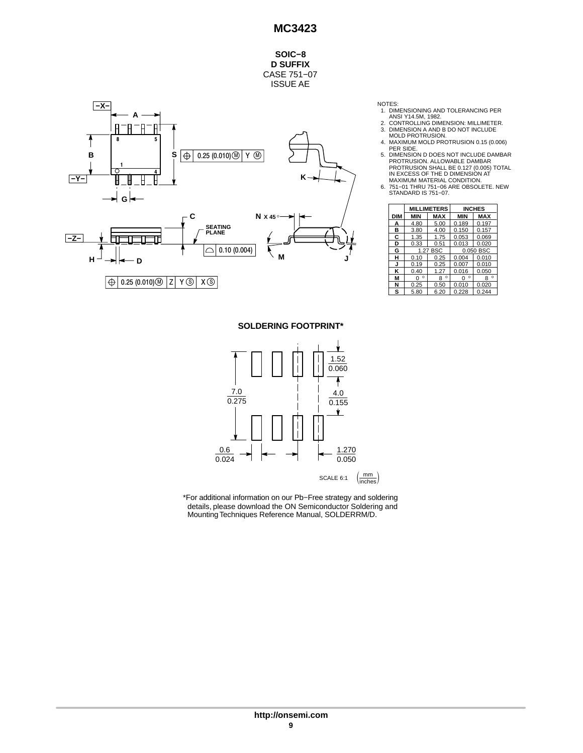## SOIC−8
**D SUFFIX**
CASE 751−07
ISSUE AE

NOTES:
1. DIMENSIONING AND TOLERANCING PER ANSI Y14.5M, 1982.
2. CONTROLLING DIMENSION: MILLIMETER.
3. DIMENSION A AND B DO NOT INCLUDE MOLD PROTRUSION.
4. MAXIMUM MOLD PROTRUSION 0.15 (0.006) PER SIDE.
5. DIMENSION D DOES NOT INCLUDE DAMBAR PROTRUSION. ALLOWABLE DAMBAR PROTRUSION SHALL BE 0.127 (0.005) TOTAL IN EXCESS OF THE D DIMENSION AT MAXIMUM MATERIAL CONDITION.
6. 751−01 THRU 751−06 ARE OBSOLETE. NEW STANDARD IS 751−07.

| DIM | MILLIMETERS | | INCHES | |
|---|---|---|---|---|
| | MIN | MAX | MIN | MAX |
| A | 4.80 | 5.00 | 0.189 | 0.197 |
| B | 3.80 | 4.00 | 0.150 | 0.157 |
| C | 1.35 | 1.75 | 0.053 | 0.069 |
| D | 0.33 | 0.51 | 0.013 | 0.020 |
| G | 1.27 BSC | | 0.050 BSC | |
| H | 0.10 | 0.25 | 0.004 | 0.010 |
| J | 0.19 | 0.25 | 0.007 | 0.010 |
| K | 0.40 | 1.27 | 0.016 | 0.050 |
| M | 0 ° | 8 ° | 0 ° | 8 ° |
| N | 0.25 | 0.50 | 0.010 | 0.020 |
| S | 5.80 | 6.20 | 0.228 | 0.244 |

### SOLDERING FOOTPRINT*

SCALE 6:1 (mm / inches)

*For additional information on our Pb−Free strategy and soldering details, please download the ON Semiconductor Soldering and Mounting Techniques Reference Manual, SOLDERRM/D.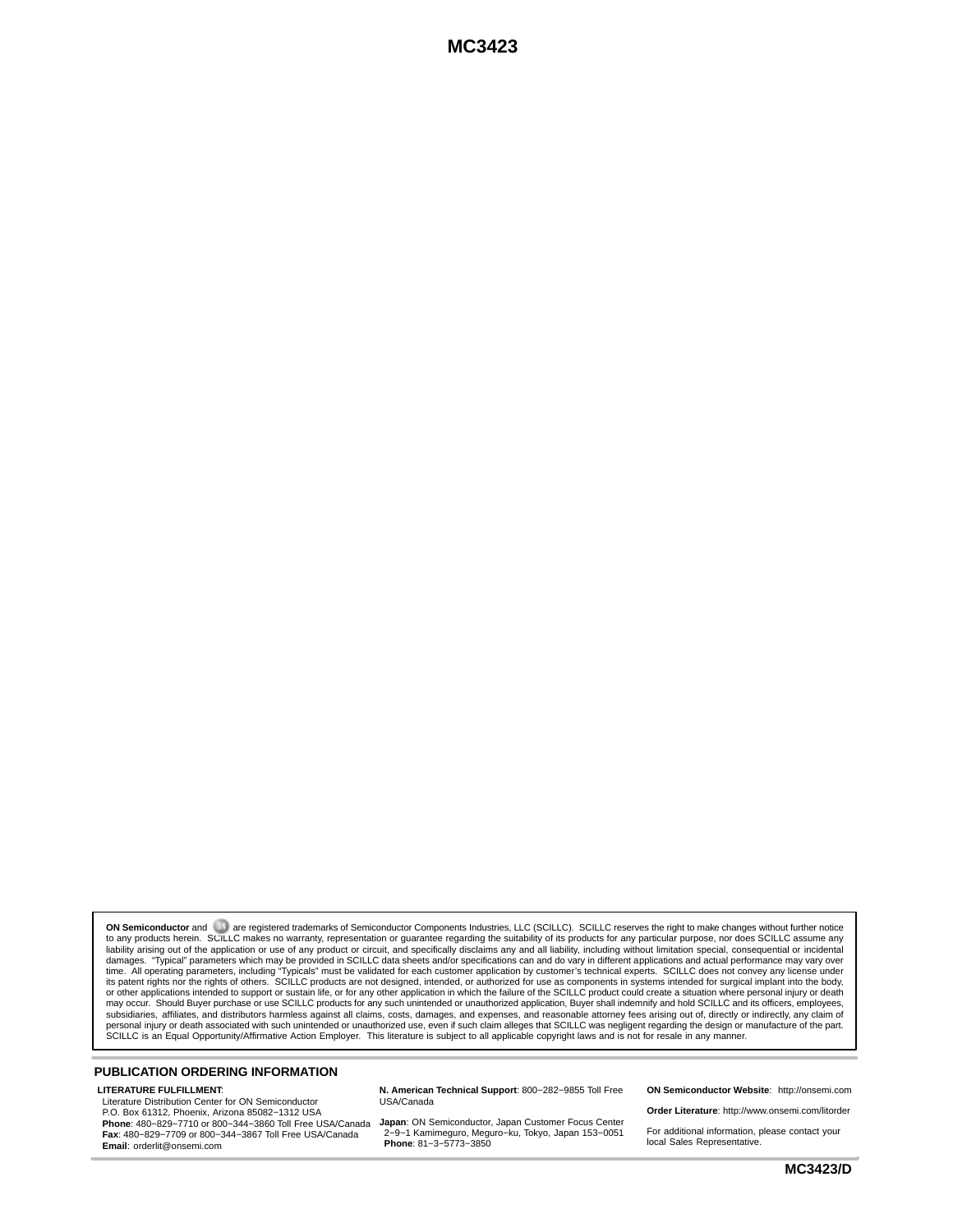**ON Semiconductor** and  are registered trademarks of Semiconductor Components Industries, LLC (SCILLC). SCILLC reserves the right to make changes without further notice to any products herein. SCILLC makes no warranty, representation or guarantee regarding the suitability of its products for any particular purpose, nor does SCILLC assume any liability arising out of the application or use of any product or circuit, and specifically disclaims any and all liability, including without limitation special, consequential or incidental damages. "Typical" parameters which may be provided in SCILLC data sheets and/or specifications can and do vary in different applications and actual performance may vary over time. All operating parameters, including "Typicals" must be validated for each customer application by customer's technical experts. SCILLC does not convey any license under its patent rights nor the rights of others. SCILLC products are not designed, intended, or authorized for use as components in systems intended for surgical implant into the body, or other applications intended to support or sustain life, or for any other application in which the failure of the SCILLC product could create a situation where personal injury or death may occur. Should Buyer purchase or use SCILLC products for any such unintended or unauthorized application, Buyer shall indemnify and hold SCILLC and its officers, employees, subsidiaries, affiliates, and distributors harmless against all claims, costs, damages, and expenses, and reasonable attorney fees arising out of, directly or indirectly, any claim of personal injury or death associated with such unintended or unauthorized use, even if such claim alleges that SCILLC was negligent regarding the design or manufacture of the part. SCILLC is an Equal Opportunity/Affirmative Action Employer. This literature is subject to all applicable copyright laws and is not for resale in any manner.

## PUBLICATION ORDERING INFORMATION

**LITERATURE FULFILLMENT**:
Literature Distribution Center for ON Semiconductor
P.O. Box 61312, Phoenix, Arizona 85082−1312 USA
**Phone**: 480−829−7710 or 800−344−3860 Toll Free USA/Canada
**Fax**: 480−829−7709 or 800−344−3867 Toll Free USA/Canada
**Email**: orderlit@onsemi.com

**N. American Technical Support**: 800−282−9855 Toll Free USA/Canada

**Japan**: ON Semiconductor, Japan Customer Focus Center
2−9−1 Kamimeguro, Meguro−ku, Tokyo, Japan 153−0051
**Phone**: 81−3−5773−3850

**ON Semiconductor Website**: http://onsemi.com

**Order Literature**: http://www.onsemi.com/litorder

For additional information, please contact your local Sales Representative.

MC3423/D